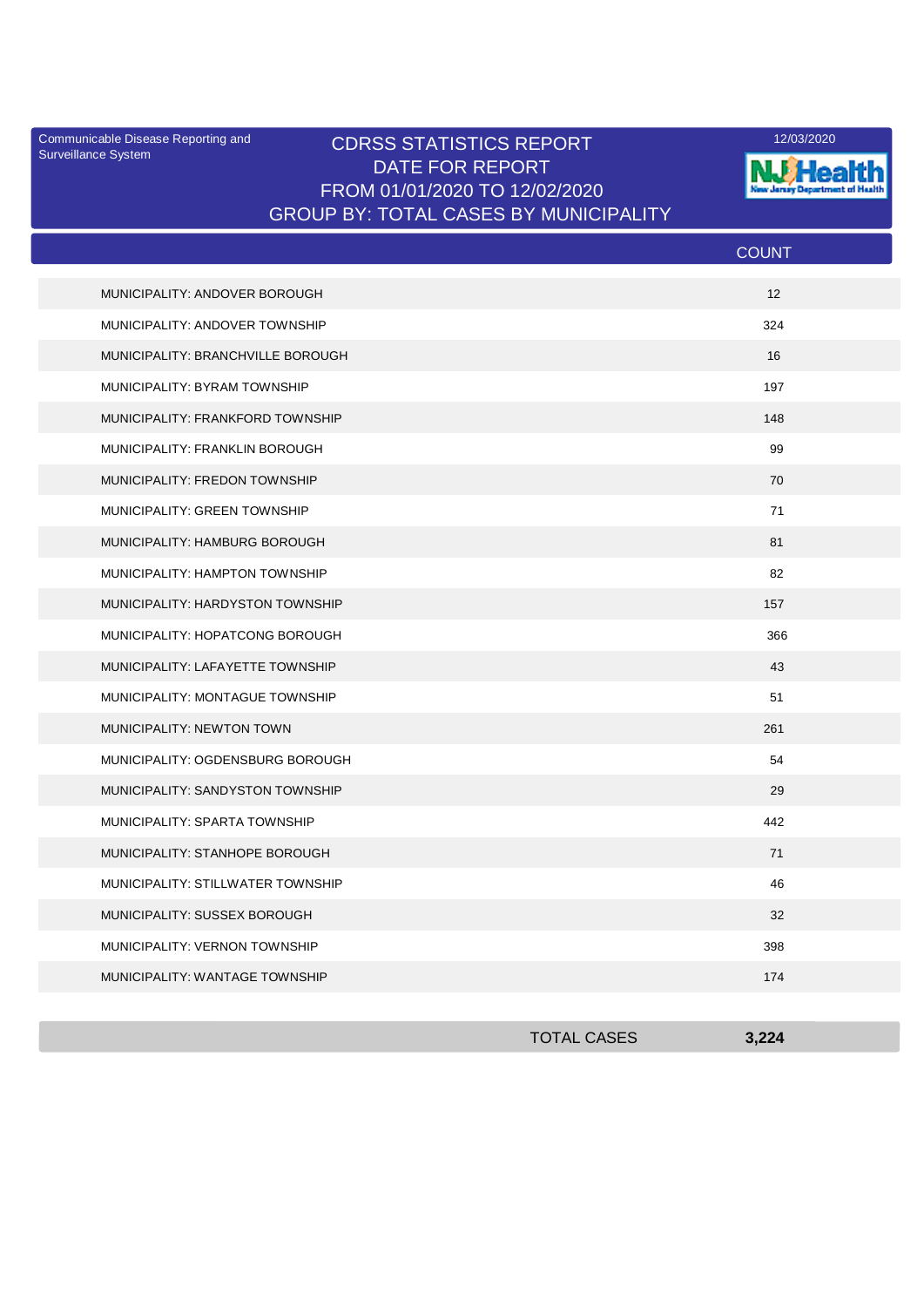Communicable Disease Reporting and Surveillance System

# CDRSS STATISTICS REPORT
## DATE FOR REPORT
## FROM 01/01/2020 TO 12/02/2020
## GROUP BY: TOTAL CASES BY MUNICIPALITY

12/03/2020

NJ Health New Jersey Department of Health

| | COUNT |
|---|---|
| MUNICIPALITY: ANDOVER BOROUGH | 12 |
| MUNICIPALITY: ANDOVER TOWNSHIP | 324 |
| MUNICIPALITY: BRANCHVILLE BOROUGH | 16 |
| MUNICIPALITY: BYRAM TOWNSHIP | 197 |
| MUNICIPALITY: FRANKFORD TOWNSHIP | 148 |
| MUNICIPALITY: FRANKLIN BOROUGH | 99 |
| MUNICIPALITY: FREDON TOWNSHIP | 70 |
| MUNICIPALITY: GREEN TOWNSHIP | 71 |
| MUNICIPALITY: HAMBURG BOROUGH | 81 |
| MUNICIPALITY: HAMPTON TOWNSHIP | 82 |
| MUNICIPALITY: HARDYSTON TOWNSHIP | 157 |
| MUNICIPALITY: HOPATCONG BOROUGH | 366 |
| MUNICIPALITY: LAFAYETTE TOWNSHIP | 43 |
| MUNICIPALITY: MONTAGUE TOWNSHIP | 51 |
| MUNICIPALITY: NEWTON TOWN | 261 |
| MUNICIPALITY: OGDENSBURG BOROUGH | 54 |
| MUNICIPALITY: SANDYSTON TOWNSHIP | 29 |
| MUNICIPALITY: SPARTA TOWNSHIP | 442 |
| MUNICIPALITY: STANHOPE BOROUGH | 71 |
| MUNICIPALITY: STILLWATER TOWNSHIP | 46 |
| MUNICIPALITY: SUSSEX BOROUGH | 32 |
| MUNICIPALITY: VERNON TOWNSHIP | 398 |
| MUNICIPALITY: WANTAGE TOWNSHIP | 174 |
| TOTAL CASES | **3,224** |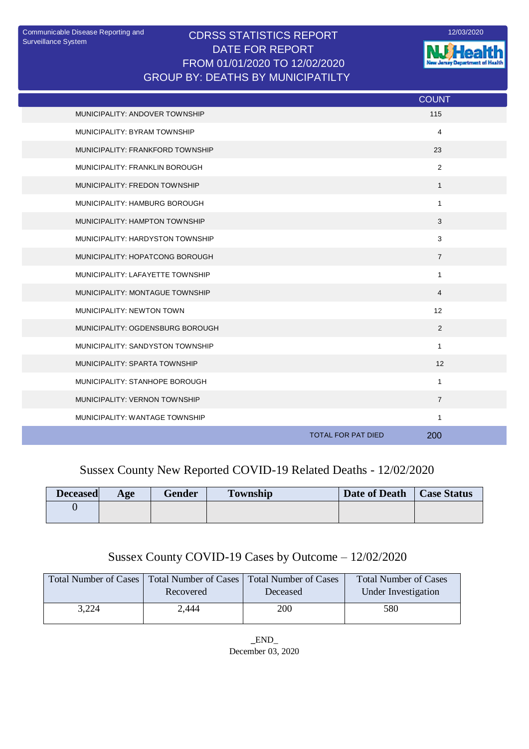Communicable Disease Reporting and Surveillance System

# CDRSS STATISTICS REPORT
## DATE FOR REPORT
## FROM 01/01/2020 TO 12/02/2020
## GROUP BY: DEATHS BY MUNICIPATILTY

12/03/2020

NJ Health New Jersey Department of Health

| | COUNT |
|---|---|
| MUNICIPALITY: ANDOVER TOWNSHIP | 115 |
| MUNICIPALITY: BYRAM TOWNSHIP | 4 |
| MUNICIPALITY: FRANKFORD TOWNSHIP | 23 |
| MUNICIPALITY: FRANKLIN BOROUGH | 2 |
| MUNICIPALITY: FREDON TOWNSHIP | 1 |
| MUNICIPALITY: HAMBURG BOROUGH | 1 |
| MUNICIPALITY: HAMPTON TOWNSHIP | 3 |
| MUNICIPALITY: HARDYSTON TOWNSHIP | 3 |
| MUNICIPALITY: HOPATCONG BOROUGH | 7 |
| MUNICIPALITY: LAFAYETTE TOWNSHIP | 1 |
| MUNICIPALITY: MONTAGUE TOWNSHIP | 4 |
| MUNICIPALITY: NEWTON TOWN | 12 |
| MUNICIPALITY: OGDENSBURG BOROUGH | 2 |
| MUNICIPALITY: SANDYSTON TOWNSHIP | 1 |
| MUNICIPALITY: SPARTA TOWNSHIP | 12 |
| MUNICIPALITY: STANHOPE BOROUGH | 1 |
| MUNICIPALITY: VERNON TOWNSHIP | 7 |
| MUNICIPALITY: WANTAGE TOWNSHIP | 1 |
| TOTAL FOR PAT DIED | 200 |

## Sussex County New Reported COVID-19 Related Deaths - 12/02/2020

| Deceased | Age | Gender | Township | Date of Death | Case Status |
|---|---|---|---|---|---|
| 0 | | | | | |

## Sussex County COVID-19 Cases by Outcome – 12/02/2020

| Total Number of Cases | Total Number of Cases Recovered | Total Number of Cases Deceased | Total Number of Cases Under Investigation |
|---|---|---|---|
| 3,224 | 2,444 | 200 | 580 |

_END_
December 03, 2020